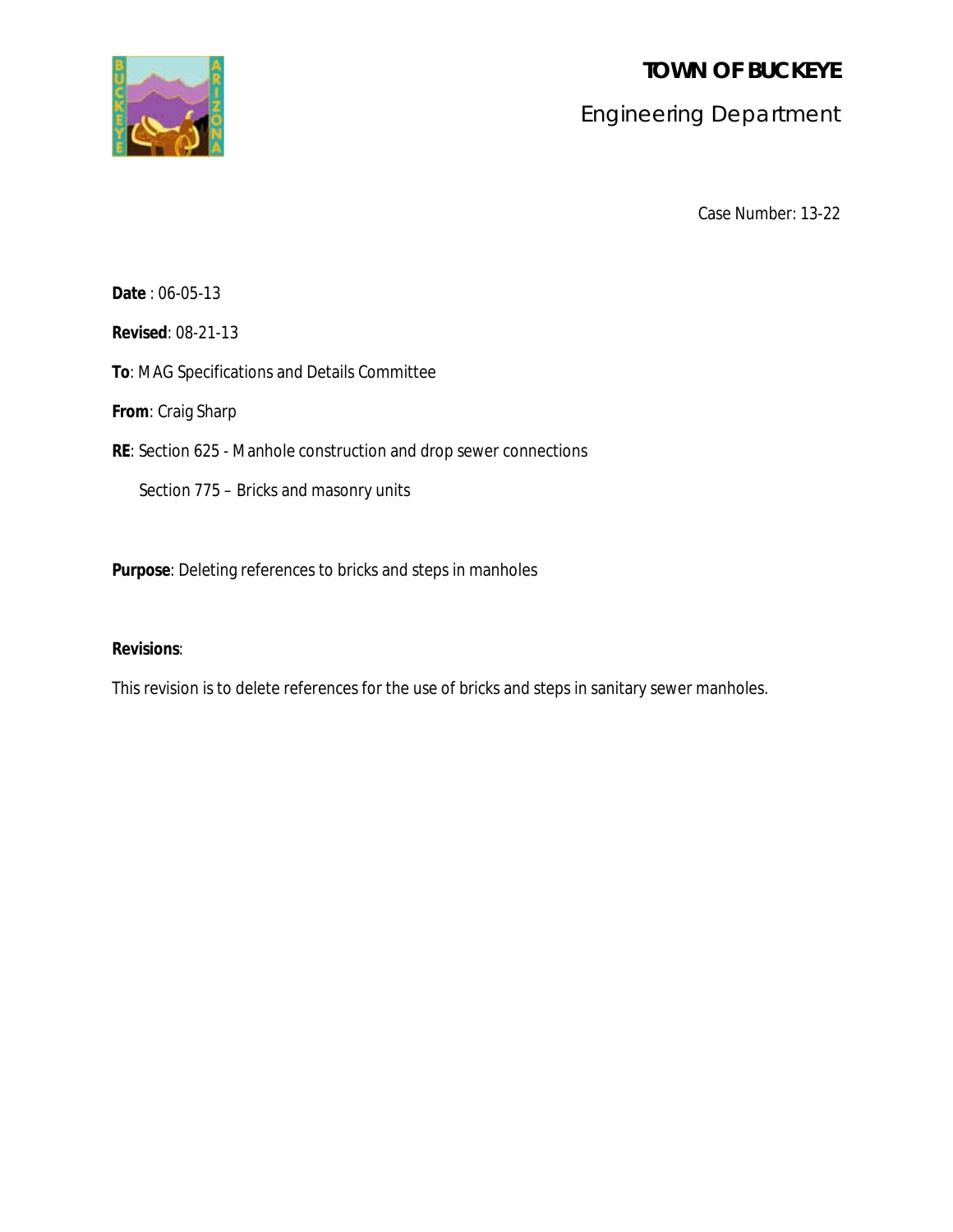# TOWN OF BUCKEYE

## Engineering Department

Case Number: 13-22

**Date** : 06-05-13

**Revised**: 08-21-13

**To**: MAG Specifications and Details Committee

**From**: Craig Sharp

**RE**: Section 625 - Manhole construction and drop sewer connections

Section 775 – Bricks and masonry units

**Purpose**: Deleting references to bricks and steps in manholes

**Revisions**:

This revision is to delete references for the use of bricks and steps in sanitary sewer manholes.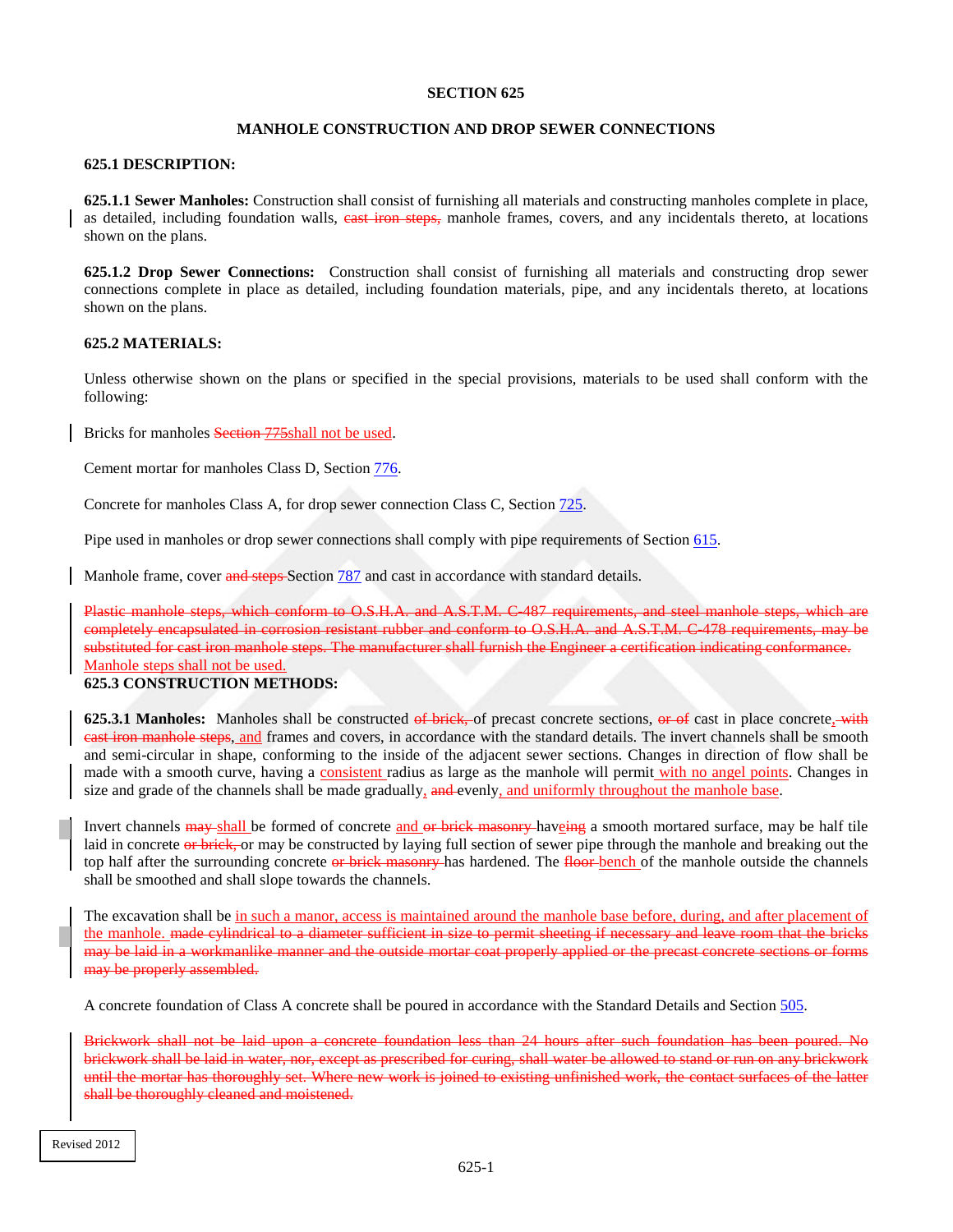# SECTION 625

## MANHOLE CONSTRUCTION AND DROP SEWER CONNECTIONS

### 625.1 DESCRIPTION:

**625.1.1 Sewer Manholes:** Construction shall consist of furnishing all materials and constructing manholes complete in place, as detailed, including foundation walls, ~~cast iron steps,~~ manhole frames, covers, and any incidentals thereto, at locations shown on the plans.

**625.1.2 Drop Sewer Connections:** Construction shall consist of furnishing all materials and constructing drop sewer connections complete in place as detailed, including foundation materials, pipe, and any incidentals thereto, at locations shown on the plans.

### 625.2 MATERIALS:

Unless otherwise shown on the plans or specified in the special provisions, materials to be used shall conform with the following:

Bricks for manholes ~~Section 775~~shall not be used.

Cement mortar for manholes Class D, Section 776.

Concrete for manholes Class A, for drop sewer connection Class C, Section 725.

Pipe used in manholes or drop sewer connections shall comply with pipe requirements of Section 615.

Manhole frame, cover ~~and steps~~ Section 787 and cast in accordance with standard details.

~~Plastic manhole steps, which conform to O.S.H.A. and A.S.T.M. C-487 requirements, and steel manhole steps, which are completely encapsulated in corrosion resistant rubber and conform to O.S.H.A. and A.S.T.M. C-478 requirements, may be substituted for cast iron manhole steps. The manufacturer shall furnish the Engineer a certification indicating conformance.~~ Manhole steps shall not be used.

### 625.3 CONSTRUCTION METHODS:

**625.3.1 Manholes:** Manholes shall be constructed ~~of brick,~~ of precast concrete sections, ~~or of~~ cast in place concrete~~, with cast iron manhole steps~~, and frames and covers, in accordance with the standard details. The invert channels shall be smooth and semi-circular in shape, conforming to the inside of the adjacent sewer sections. Changes in direction of flow shall be made with a smooth curve, having a consistent radius as large as the manhole will permit with no angel points. Changes in size and grade of the channels shall be made gradually, ~~and~~ evenly, and uniformly throughout the manhole base.

Invert channels ~~may~~ shall be formed of concrete and ~~or brick masonry~~ have~~ing~~ a smooth mortared surface, may be half tile laid in concrete ~~or brick,~~ or may be constructed by laying full section of sewer pipe through the manhole and breaking out the top half after the surrounding concrete ~~or brick masonry~~ has hardened. The ~~floor~~ bench of the manhole outside the channels shall be smoothed and shall slope towards the channels.

The excavation shall be in such a manor, access is maintained around the manhole base before, during, and after placement of the manhole. ~~made cylindrical to a diameter sufficient in size to permit sheeting if necessary and leave room that the bricks may be laid in a workmanlike manner and the outside mortar coat properly applied or the precast concrete sections or forms may be properly assembled.~~

A concrete foundation of Class A concrete shall be poured in accordance with the Standard Details and Section 505.

~~Brickwork shall not be laid upon a concrete foundation less than 24 hours after such foundation has been poured. No brickwork shall be laid in water, nor, except as prescribed for curing, shall water be allowed to stand or run on any brickwork until the mortar has thoroughly set. Where new work is joined to existing unfinished work, the contact surfaces of the latter shall be thoroughly cleaned and moistened.~~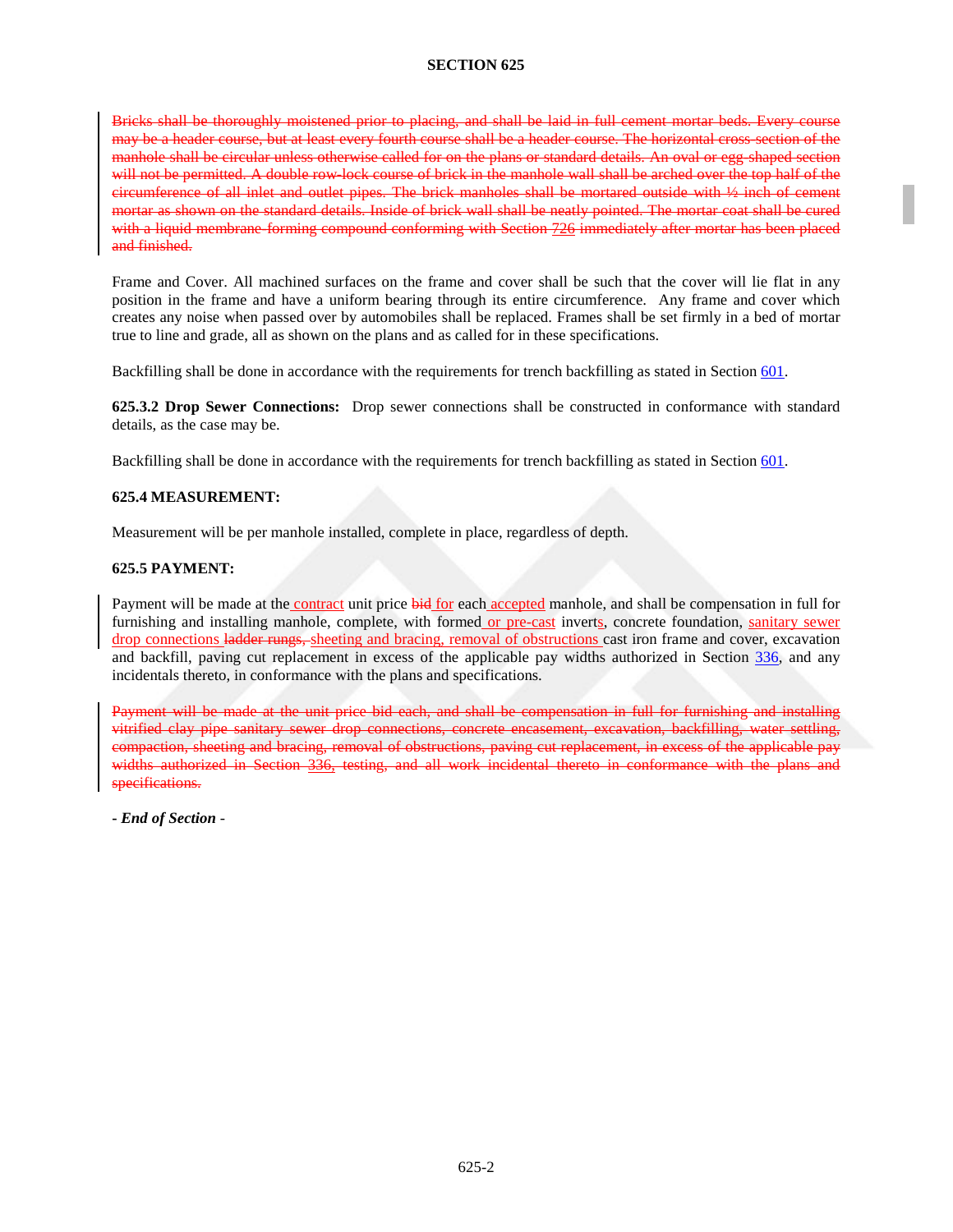## SECTION 625

~~Bricks shall be thoroughly moistened prior to placing, and shall be laid in full cement mortar beds. Every course may be a header course, but at least every fourth course shall be a header course. The horizontal cross-section of the manhole shall be circular unless otherwise called for on the plans or standard details. An oval or egg-shaped section will not be permitted. A double row-lock course of brick in the manhole wall shall be arched over the top half of the circumference of all inlet and outlet pipes. The brick manholes shall be mortared outside with ½ inch of cement mortar as shown on the standard details. Inside of brick wall shall be neatly pointed. The mortar coat shall be cured with a liquid membrane-forming compound conforming with Section 726 immediately after mortar has been placed and finished.~~

Frame and Cover. All machined surfaces on the frame and cover shall be such that the cover will lie flat in any position in the frame and have a uniform bearing through its entire circumference. Any frame and cover which creates any noise when passed over by automobiles shall be replaced. Frames shall be set firmly in a bed of mortar true to line and grade, all as shown on the plans and as called for in these specifications.

Backfilling shall be done in accordance with the requirements for trench backfilling as stated in Section 601.

**625.3.2 Drop Sewer Connections:** Drop sewer connections shall be constructed in conformance with standard details, as the case may be.

Backfilling shall be done in accordance with the requirements for trench backfilling as stated in Section 601.

**625.4 MEASUREMENT:**

Measurement will be per manhole installed, complete in place, regardless of depth.

**625.5 PAYMENT:**

Payment will be made at the contract unit price ~~bid~~ for each accepted manhole, and shall be compensation in full for furnishing and installing manhole, complete, with formed or pre-cast inverts, concrete foundation, sanitary sewer drop connections ~~ladder rungs,~~ sheeting and bracing, removal of obstructions cast iron frame and cover, excavation and backfill, paving cut replacement in excess of the applicable pay widths authorized in Section 336, and any incidentals thereto, in conformance with the plans and specifications.

~~Payment will be made at the unit price bid each, and shall be compensation in full for furnishing and installing vitrified clay pipe sanitary sewer drop connections, concrete encasement, excavation, backfilling, water settling, compaction, sheeting and bracing, removal of obstructions, paving cut replacement, in excess of the applicable pay widths authorized in Section 336, testing, and all work incidental thereto in conformance with the plans and specifications.~~

***- End of Section -***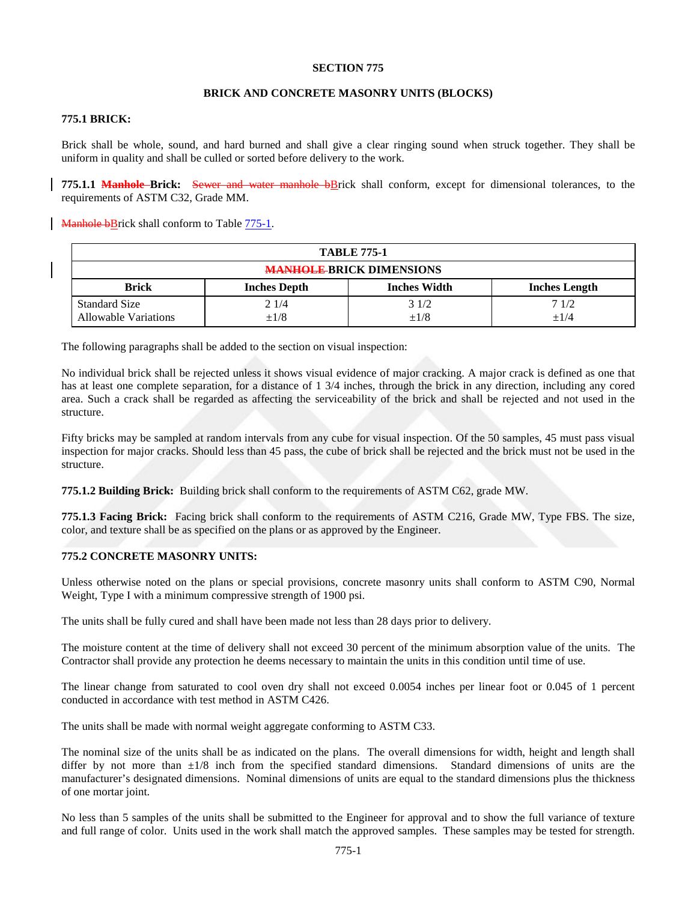**SECTION 775**

**BRICK AND CONCRETE MASONRY UNITS (BLOCKS)**

**775.1 BRICK:**

Brick shall be whole, sound, and hard burned and shall give a clear ringing sound when struck together. They shall be uniform in quality and shall be culled or sorted before delivery to the work.

**775.1.1** ~~**Manhole**~~ **Brick:** ~~Sewer and water manhole b~~Brick shall conform, except for dimensional tolerances, to the requirements of ASTM C32, Grade MM.

~~Manhole b~~Brick shall conform to Table 775-1.

| TABLE 775-1 | | | |
|---|---|---|---|
| ~~MANHOLE~~ BRICK DIMENSIONS | | | |
| **Brick** | **Inches Depth** | **Inches Width** | **Inches Length** |
| Standard Size<br>Allowable Variations | 2 1/4<br>±1/8 | 3 1/2<br>±1/8 | 7 1/2<br>±1/4 |

The following paragraphs shall be added to the section on visual inspection:

No individual brick shall be rejected unless it shows visual evidence of major cracking. A major crack is defined as one that has at least one complete separation, for a distance of 1 3/4 inches, through the brick in any direction, including any cored area. Such a crack shall be regarded as affecting the serviceability of the brick and shall be rejected and not used in the structure.

Fifty bricks may be sampled at random intervals from any cube for visual inspection. Of the 50 samples, 45 must pass visual inspection for major cracks. Should less than 45 pass, the cube of brick shall be rejected and the brick must not be used in the structure.

**775.1.2 Building Brick:** Building brick shall conform to the requirements of ASTM C62, grade MW.

**775.1.3 Facing Brick:** Facing brick shall conform to the requirements of ASTM C216, Grade MW, Type FBS. The size, color, and texture shall be as specified on the plans or as approved by the Engineer.

**775.2 CONCRETE MASONRY UNITS:**

Unless otherwise noted on the plans or special provisions, concrete masonry units shall conform to ASTM C90, Normal Weight, Type I with a minimum compressive strength of 1900 psi.

The units shall be fully cured and shall have been made not less than 28 days prior to delivery.

The moisture content at the time of delivery shall not exceed 30 percent of the minimum absorption value of the units. The Contractor shall provide any protection he deems necessary to maintain the units in this condition until time of use.

The linear change from saturated to cool oven dry shall not exceed 0.0054 inches per linear foot or 0.045 of 1 percent conducted in accordance with test method in ASTM C426.

The units shall be made with normal weight aggregate conforming to ASTM C33.

The nominal size of the units shall be as indicated on the plans. The overall dimensions for width, height and length shall differ by not more than ±1/8 inch from the specified standard dimensions. Standard dimensions of units are the manufacturer's designated dimensions. Nominal dimensions of units are equal to the standard dimensions plus the thickness of one mortar joint.

No less than 5 samples of the units shall be submitted to the Engineer for approval and to show the full variance of texture and full range of color. Units used in the work shall match the approved samples. These samples may be tested for strength.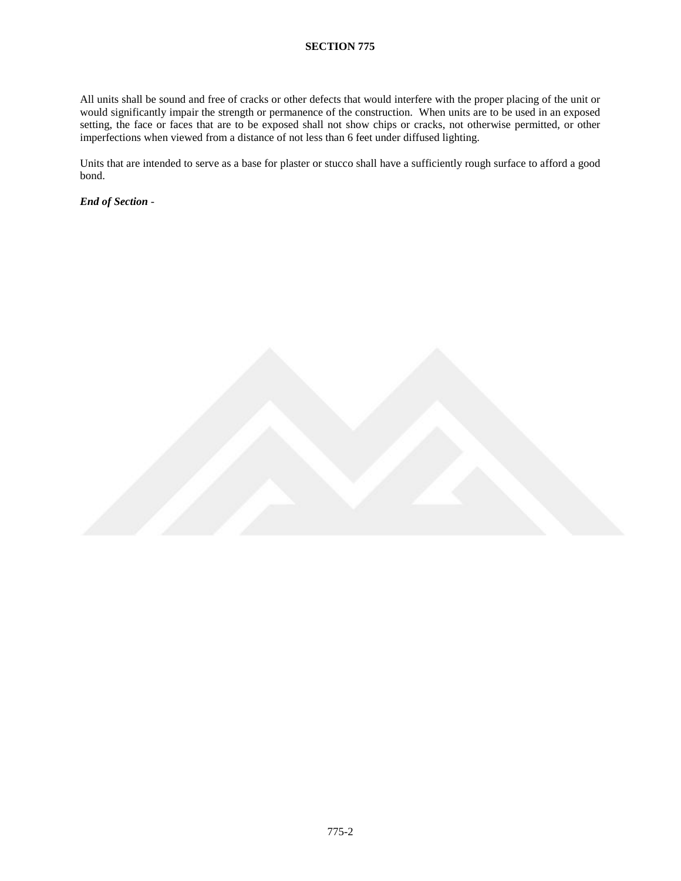All units shall be sound and free of cracks or other defects that would interfere with the proper placing of the unit or would significantly impair the strength or permanence of the construction. When units are to be used in an exposed setting, the face or faces that are to be exposed shall not show chips or cracks, not otherwise permitted, or other imperfections when viewed from a distance of not less than 6 feet under diffused lighting.

Units that are intended to serve as a base for plaster or stucco shall have a sufficiently rough surface to afford a good bond.

***End of Section*** -